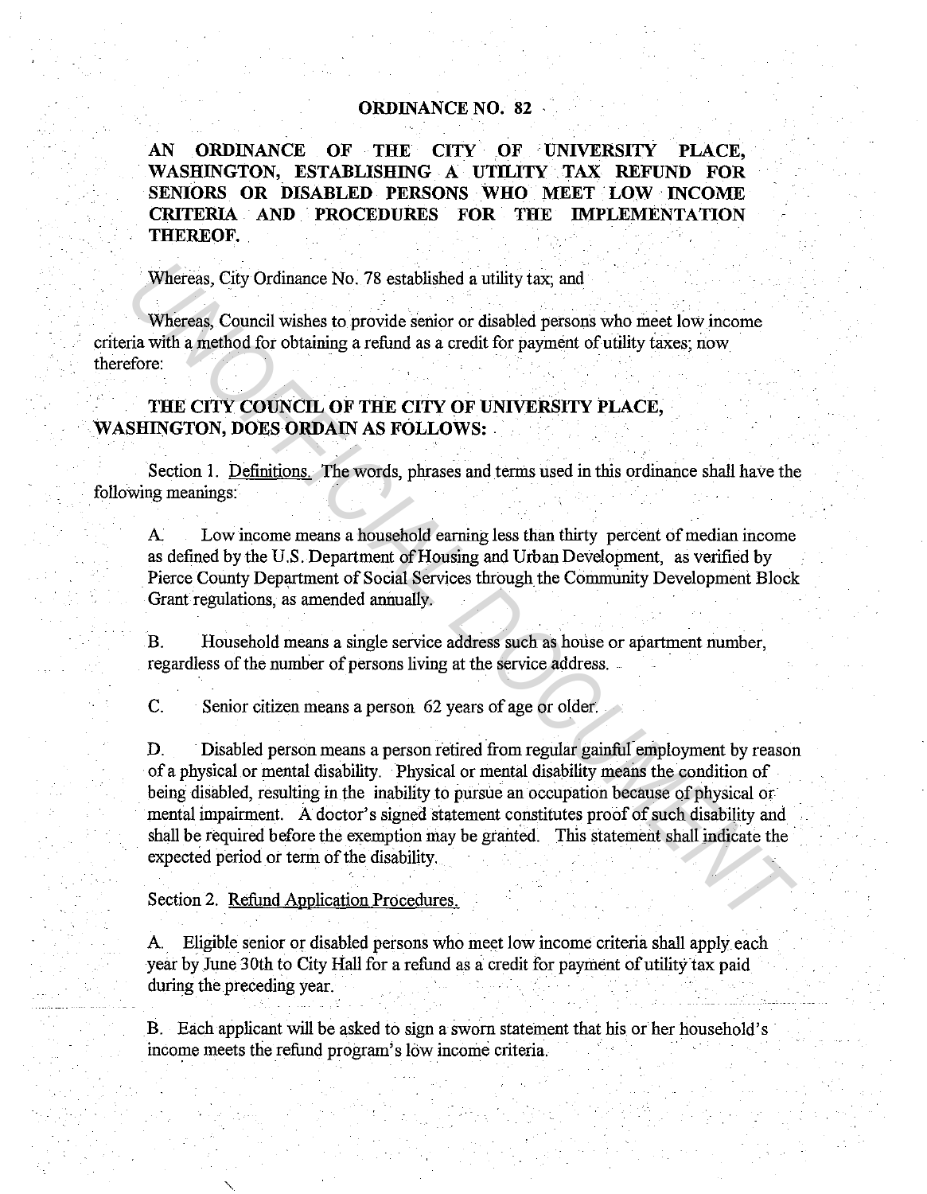# ORDINANCE NO. 82

**AN ORDINANCE OF THE CITY OF UNIVERSITY PLACE, WASHINGTON, ESTABLISHING A UTILITY TAX REFUND FOR SENIORS OR DISABLED PERSONS WHO MEET LOW INCOME CRITERIA AND PROCEDURES FOR THE IMPLEMENTATION THEREOF.**

Whereas, City Ordinance No. 78 established a utility tax; and

Whereas, Council wishes to provide senior or disabled persons who meet low income criteria with a method for obtaining a refund as a credit for payment of utility taxes; now therefore:

**THE CITY COUNCIL OF THE CITY OF UNIVERSITY PLACE, WASHINGTON, DOES ORDAIN AS FOLLOWS:**

Section 1. Definitions. The words, phrases and terms used in this ordinance shall have the following meanings:

A. Low income means a household earning less than thirty percent of median income as defined by the U.S. Department of Housing and Urban Development, as verified by Pierce County Department of Social Services through the Community Development Block Grant regulations, as amended annually.

B. Household means a single service address such as house or apartment number, regardless of the number of persons living at the service address.

C. Senior citizen means a person 62 years of age or older.

D. Disabled person means a person retired from regular gainful employment by reason of a physical or mental disability. Physical or mental disability means the condition of being disabled, resulting in the inability to pursue an occupation because of physical or mental impairment. A doctor's signed statement constitutes proof of such disability and shall be required before the exemption may be granted. This statement shall indicate the expected period or term of the disability.

Section 2. Refund Application Procedures.

A. Eligible senior or disabled persons who meet low income criteria shall apply each year by June 30th to City Hall for a refund as a credit for payment of utility tax paid during the preceding year.

B. Each applicant will be asked to sign a sworn statement that his or her household's income meets the refund program's low income criteria.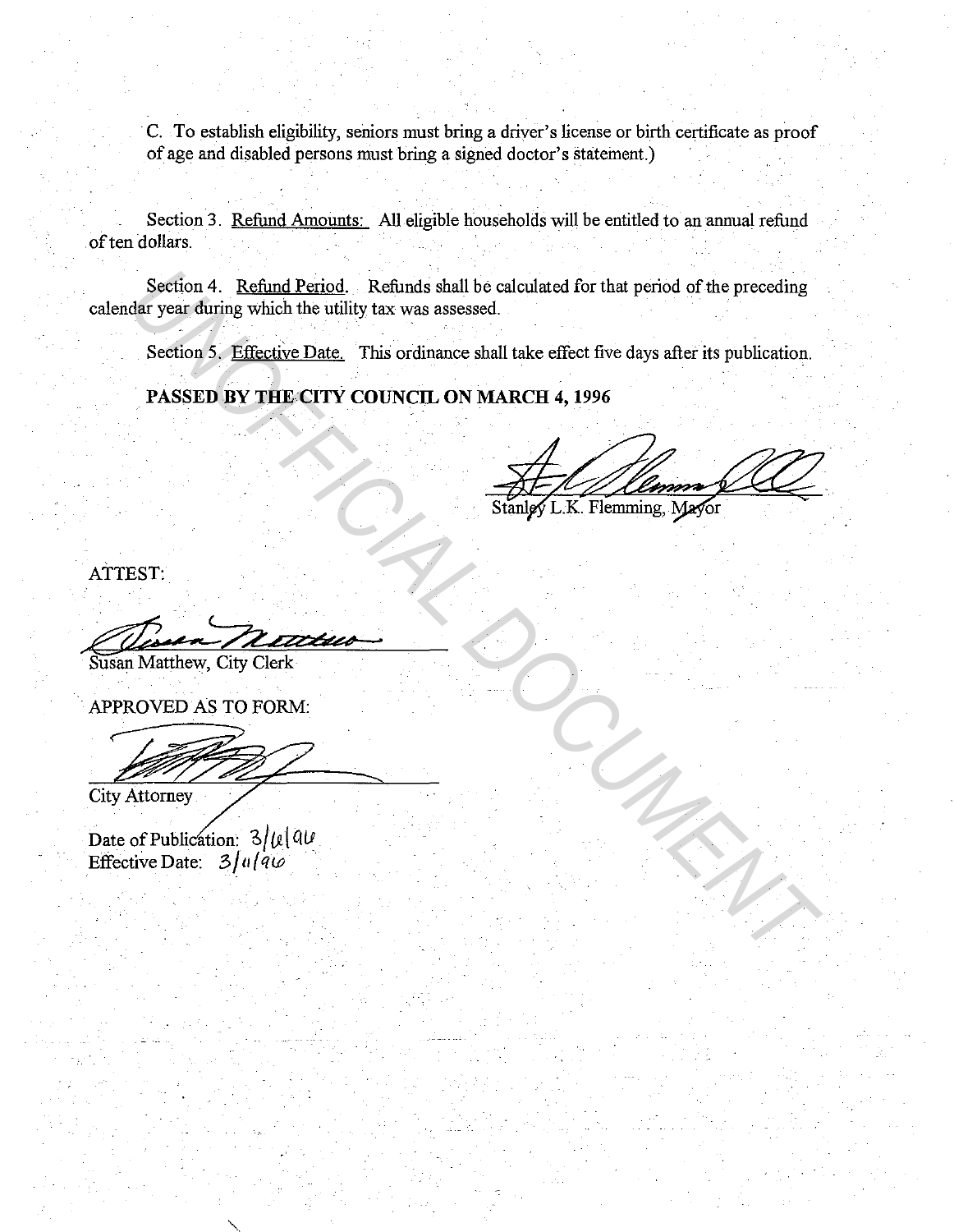C. To establish eligibility, seniors must bring a driver's license or birth certificate as proof of age and disabled persons must bring a signed doctor's statement.)

Section 3. Refund Amounts: All eligible households will be entitled to an annual refund of ten dollars.

Section 4. Refund Period. Refunds shall be calculated for that period of the preceding calendar year during which the utility tax was assessed.

Section 5. Effective Date. This ordinance shall take effect five days after its publication.

**PASSED BY THE CITY COUNCIL ON MARCH 4, 1996**

Stanley L.K. Flemming, Mayor

ATTEST:

Susan Matthew, City Clerk

APPROVED AS TO FORM:

City Attorney

Date of Publication: 3/6/96
Effective Date: 3/11/96